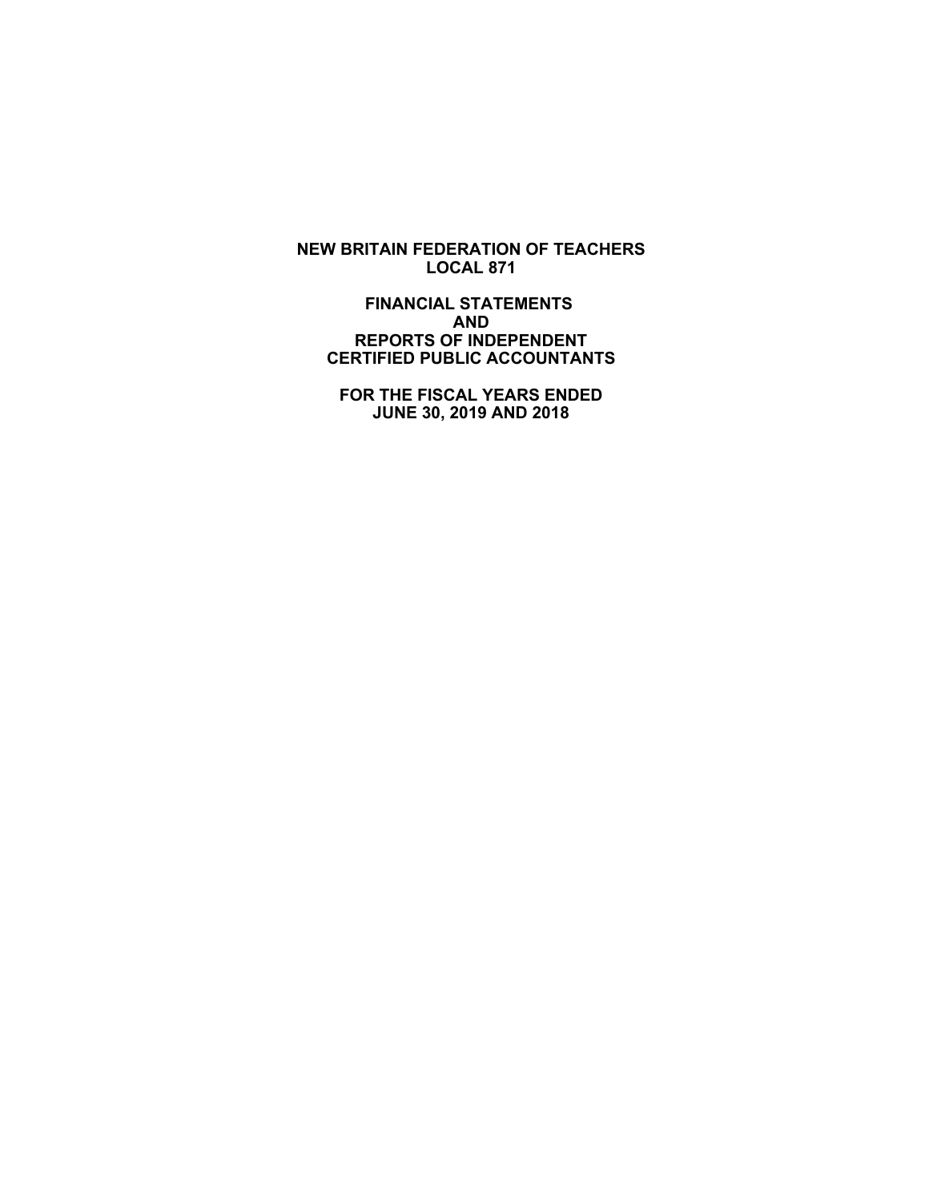# NEW BRITAIN FEDERATION OF TEACHERS
# LOCAL 871

## FINANCIAL STATEMENTS
## AND
## REPORTS OF INDEPENDENT
## CERTIFIED PUBLIC ACCOUNTANTS

### FOR THE FISCAL YEARS ENDED
### JUNE 30, 2019 AND 2018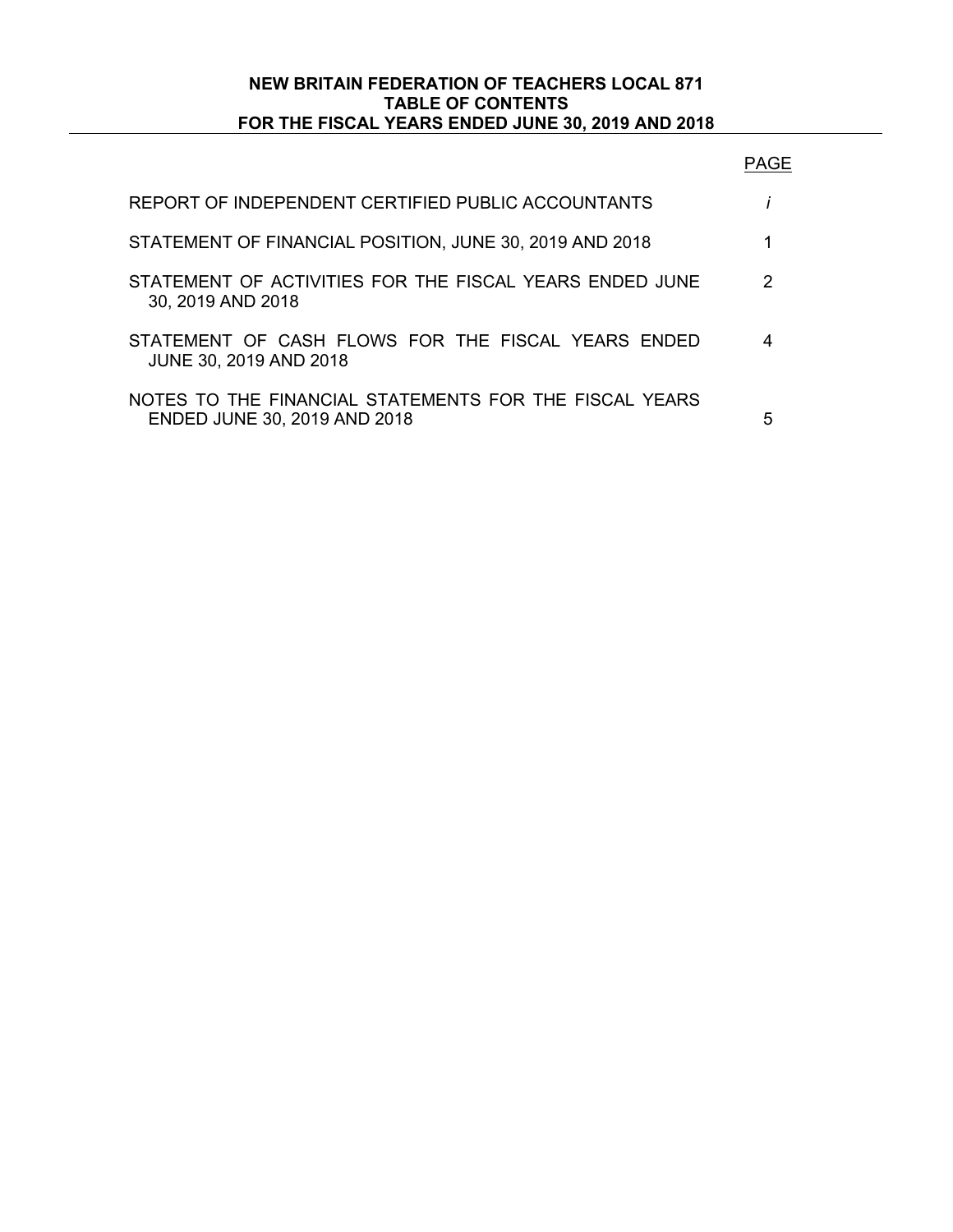**NEW BRITAIN FEDERATION OF TEACHERS LOCAL 871**
**TABLE OF CONTENTS**
**FOR THE FISCAL YEARS ENDED JUNE 30, 2019 AND 2018**

| | PAGE |
|---|---|
| REPORT OF INDEPENDENT CERTIFIED PUBLIC ACCOUNTANTS | *i* |
| STATEMENT OF FINANCIAL POSITION, JUNE 30, 2019 AND 2018 | 1 |
| STATEMENT OF ACTIVITIES FOR THE FISCAL YEARS ENDED JUNE 30, 2019 AND 2018 | 2 |
| STATEMENT OF CASH FLOWS FOR THE FISCAL YEARS ENDED JUNE 30, 2019 AND 2018 | 4 |
| NOTES TO THE FINANCIAL STATEMENTS FOR THE FISCAL YEARS ENDED JUNE 30, 2019 AND 2018 | 5 |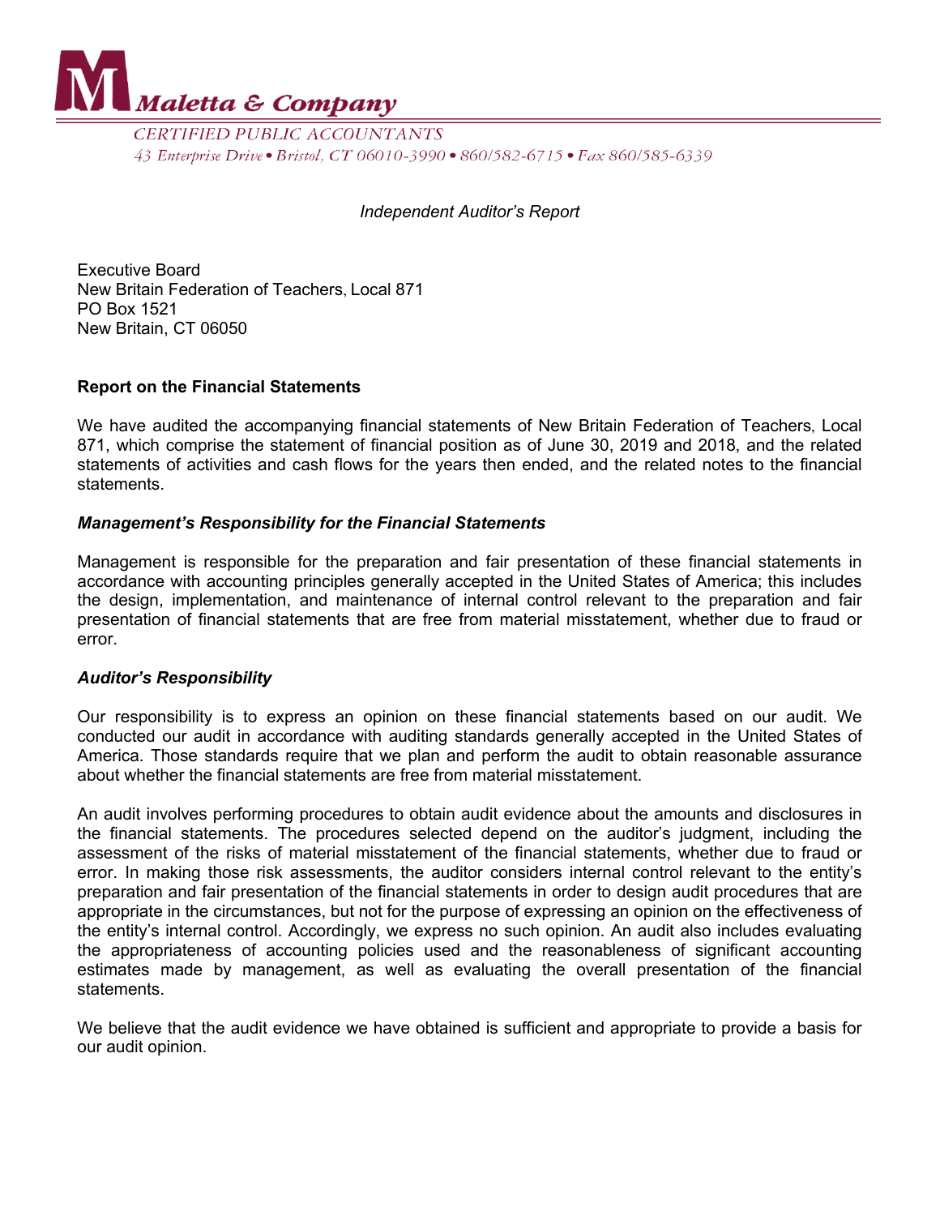**Maletta & Company**

CERTIFIED PUBLIC ACCOUNTANTS

43 Enterprise Drive • Bristol, CT 06010-3990 • 860/582-6715 • Fax 860/585-6339

*Independent Auditor's Report*

Executive Board
New Britain Federation of Teachers, Local 871
PO Box 1521
New Britain, CT 06050

**Report on the Financial Statements**

We have audited the accompanying financial statements of New Britain Federation of Teachers, Local 871, which comprise the statement of financial position as of June 30, 2019 and 2018, and the related statements of activities and cash flows for the years then ended, and the related notes to the financial statements.

***Management's Responsibility for the Financial Statements***

Management is responsible for the preparation and fair presentation of these financial statements in accordance with accounting principles generally accepted in the United States of America; this includes the design, implementation, and maintenance of internal control relevant to the preparation and fair presentation of financial statements that are free from material misstatement, whether due to fraud or error.

***Auditor's Responsibility***

Our responsibility is to express an opinion on these financial statements based on our audit. We conducted our audit in accordance with auditing standards generally accepted in the United States of America. Those standards require that we plan and perform the audit to obtain reasonable assurance about whether the financial statements are free from material misstatement.

An audit involves performing procedures to obtain audit evidence about the amounts and disclosures in the financial statements. The procedures selected depend on the auditor's judgment, including the assessment of the risks of material misstatement of the financial statements, whether due to fraud or error. In making those risk assessments, the auditor considers internal control relevant to the entity's preparation and fair presentation of the financial statements in order to design audit procedures that are appropriate in the circumstances, but not for the purpose of expressing an opinion on the effectiveness of the entity's internal control. Accordingly, we express no such opinion. An audit also includes evaluating the appropriateness of accounting policies used and the reasonableness of significant accounting estimates made by management, as well as evaluating the overall presentation of the financial statements.

We believe that the audit evidence we have obtained is sufficient and appropriate to provide a basis for our audit opinion.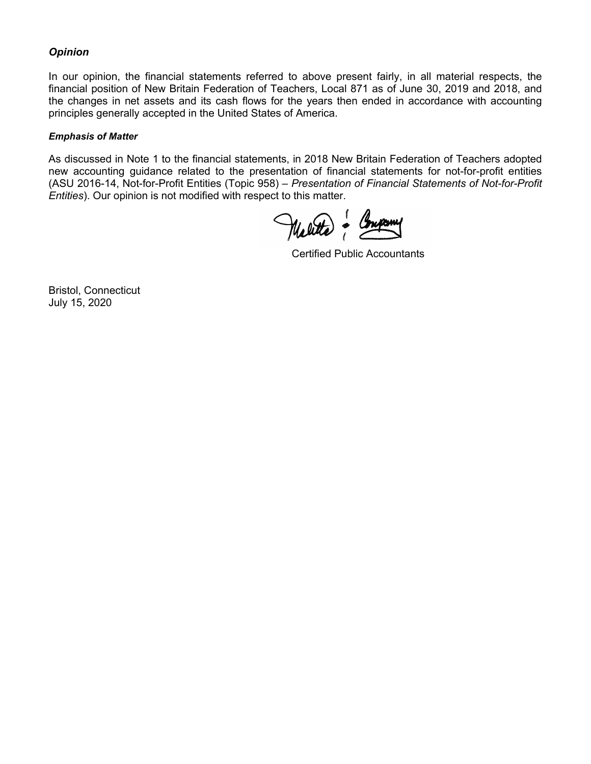***Opinion***

In our opinion, the financial statements referred to above present fairly, in all material respects, the financial position of New Britain Federation of Teachers, Local 871 as of June 30, 2019 and 2018, and the changes in net assets and its cash flows for the years then ended in accordance with accounting principles generally accepted in the United States of America.

***Emphasis of Matter***

As discussed in Note 1 to the financial statements, in 2018 New Britain Federation of Teachers adopted new accounting guidance related to the presentation of financial statements for not-for-profit entities (ASU 2016-14, Not-for-Profit Entities (Topic 958) – *Presentation of Financial Statements of Not-for-Profit Entities*). Our opinion is not modified with respect to this matter.

Certified Public Accountants

Bristol, Connecticut
July 15, 2020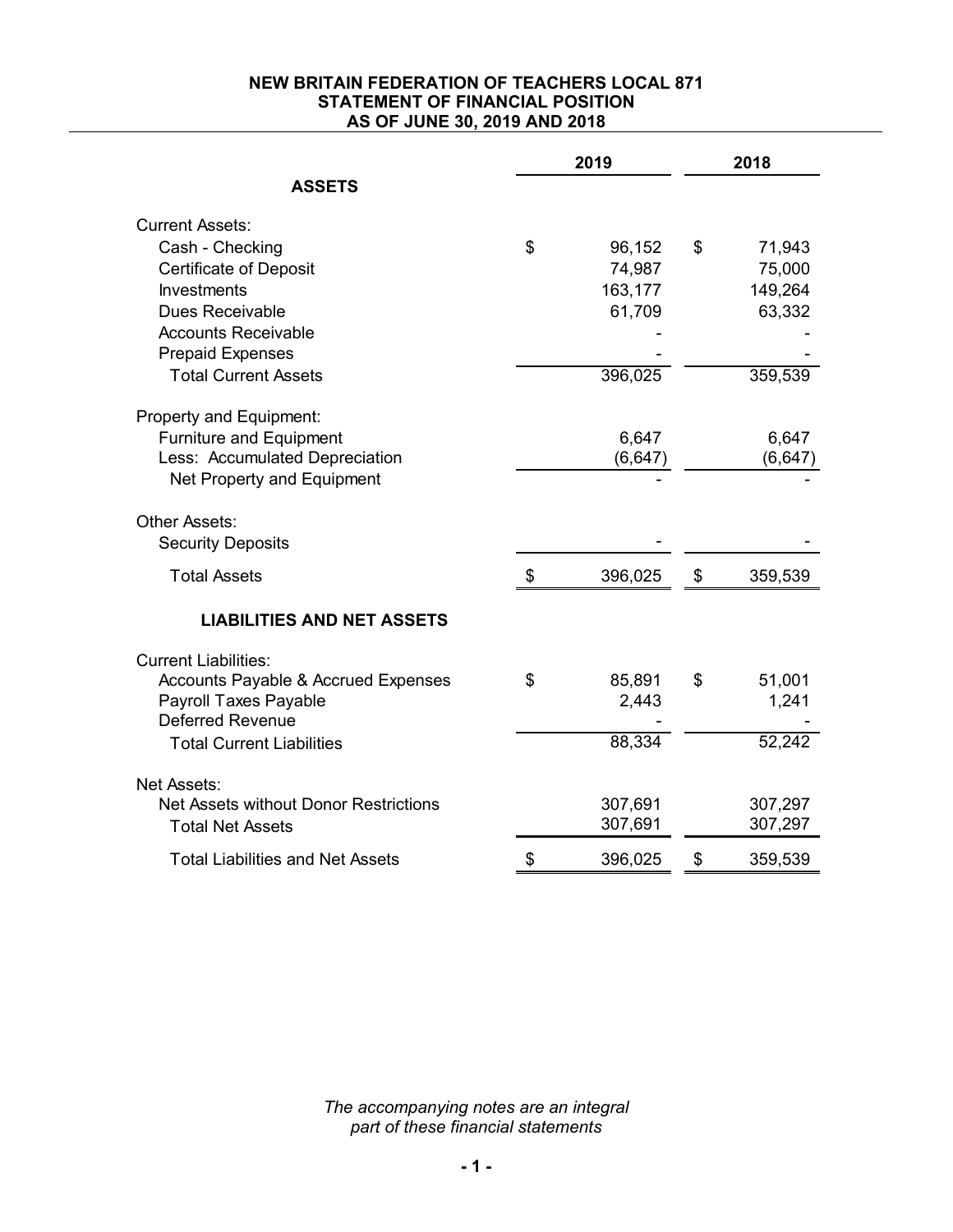**NEW BRITAIN FEDERATION OF TEACHERS LOCAL 871**
**STATEMENT OF FINANCIAL POSITION**
**AS OF JUNE 30, 2019 AND 2018**

| | 2019 | 2018 |
|---|---|---|
| **ASSETS** | | |
| Current Assets: | | |
| Cash - Checking | $ 96,152 | $ 71,943 |
| Certificate of Deposit | 74,987 | 75,000 |
| Investments | 163,177 | 149,264 |
| Dues Receivable | 61,709 | 63,332 |
| Accounts Receivable | - | - |
| Prepaid Expenses | - | - |
| Total Current Assets | 396,025 | 359,539 |
| Property and Equipment: | | |
| Furniture and Equipment | 6,647 | 6,647 |
| Less: Accumulated Depreciation | (6,647) | (6,647) |
| Net Property and Equipment | - | - |
| Other Assets: | | |
| Security Deposits | - | - |
| Total Assets | $ 396,025 | $ 359,539 |
| **LIABILITIES AND NET ASSETS** | | |
| Current Liabilities: | | |
| Accounts Payable & Accrued Expenses | $ 85,891 | $ 51,001 |
| Payroll Taxes Payable | 2,443 | 1,241 |
| Deferred Revenue | - | - |
| Total Current Liabilities | 88,334 | 52,242 |
| Net Assets: | | |
| Net Assets without Donor Restrictions | 307,691 | 307,297 |
| Total Net Assets | 307,691 | 307,297 |
| Total Liabilities and Net Assets | $ 396,025 | $ 359,539 |

*The accompanying notes are an integral part of these financial statements*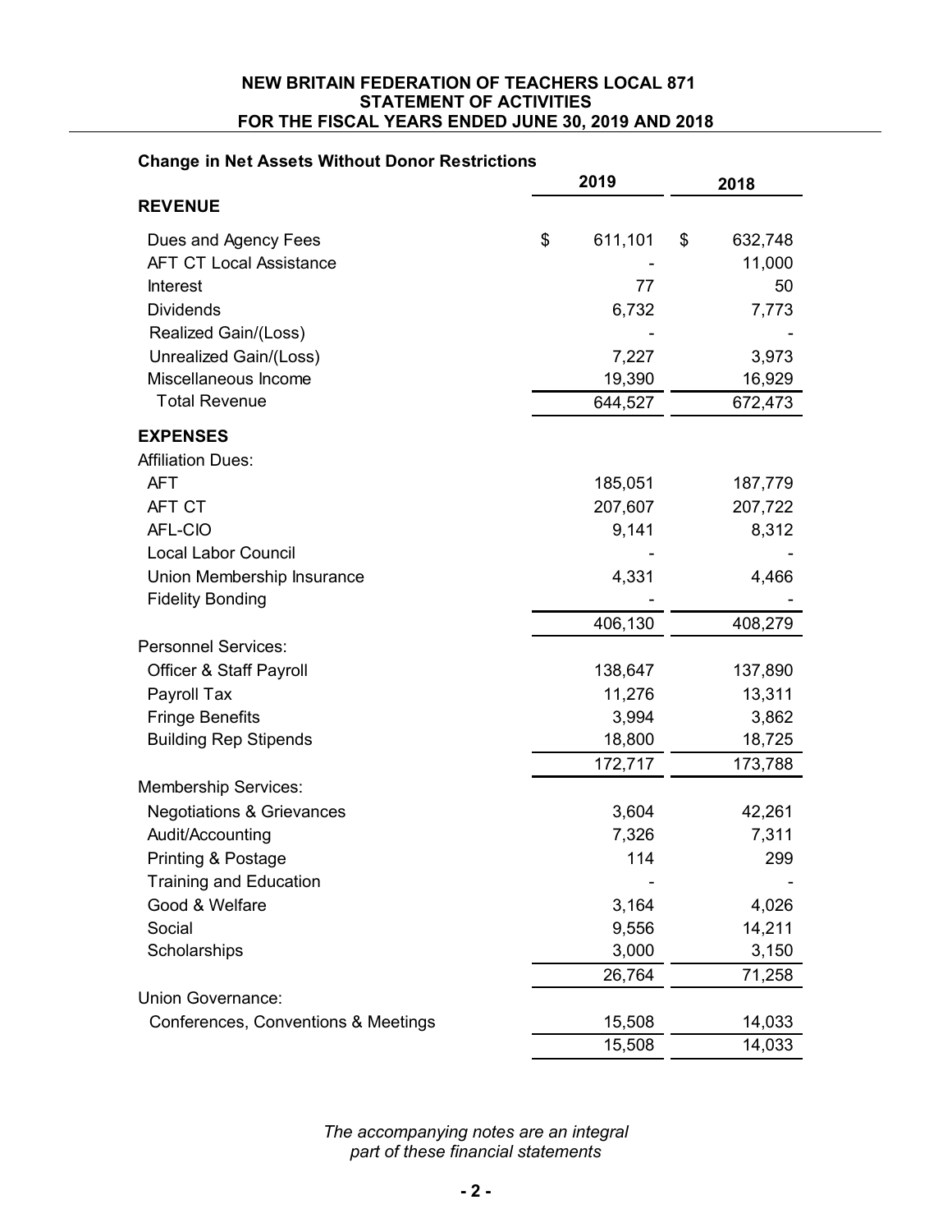# NEW BRITAIN FEDERATION OF TEACHERS LOCAL 871
## STATEMENT OF ACTIVITIES
## FOR THE FISCAL YEARS ENDED JUNE 30, 2019 AND 2018

**Change in Net Assets Without Donor Restrictions**

| | 2019 | 2018 |
|---|---|---|
| **REVENUE** | | |
| Dues and Agency Fees | $ 611,101 | $ 632,748 |
| AFT CT Local Assistance | - | 11,000 |
| Interest | 77 | 50 |
| Dividends | 6,732 | 7,773 |
| Realized Gain/(Loss) | - | - |
| Unrealized Gain/(Loss) | 7,227 | 3,973 |
| Miscellaneous Income | 19,390 | 16,929 |
| Total Revenue | 644,527 | 672,473 |
| **EXPENSES** | | |
| Affiliation Dues: | | |
| AFT | 185,051 | 187,779 |
| AFT CT | 207,607 | 207,722 |
| AFL-CIO | 9,141 | 8,312 |
| Local Labor Council | - | - |
| Union Membership Insurance | 4,331 | 4,466 |
| Fidelity Bonding | - | - |
| | 406,130 | 408,279 |
| Personnel Services: | | |
| Officer & Staff Payroll | 138,647 | 137,890 |
| Payroll Tax | 11,276 | 13,311 |
| Fringe Benefits | 3,994 | 3,862 |
| Building Rep Stipends | 18,800 | 18,725 |
| | 172,717 | 173,788 |
| Membership Services: | | |
| Negotiations & Grievances | 3,604 | 42,261 |
| Audit/Accounting | 7,326 | 7,311 |
| Printing & Postage | 114 | 299 |
| Training and Education | - | - |
| Good & Welfare | 3,164 | 4,026 |
| Social | 9,556 | 14,211 |
| Scholarships | 3,000 | 3,150 |
| | 26,764 | 71,258 |
| Union Governance: | | |
| Conferences, Conventions & Meetings | 15,508 | 14,033 |
| | 15,508 | 14,033 |

*The accompanying notes are an integral part of these financial statements*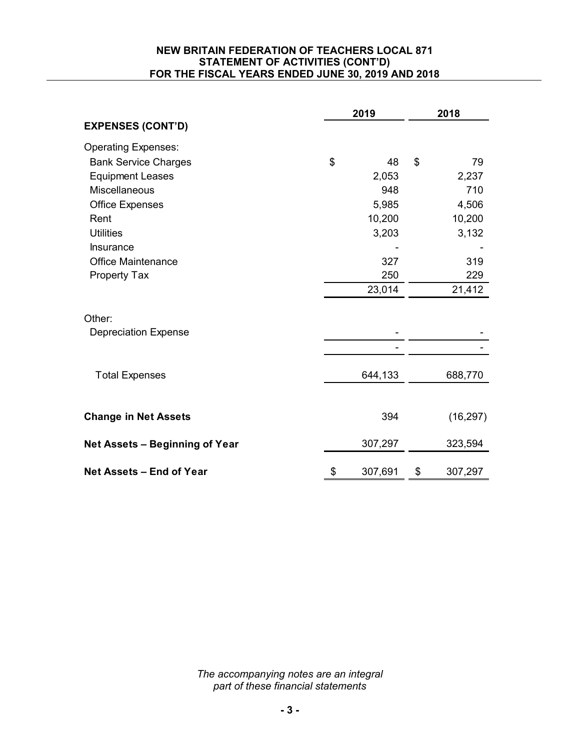**NEW BRITAIN FEDERATION OF TEACHERS LOCAL 871**
**STATEMENT OF ACTIVITIES (CONT'D)**
**FOR THE FISCAL YEARS ENDED JUNE 30, 2019 AND 2018**

| | 2019 | 2018 |
|---|---|---|
| **EXPENSES (CONT'D)** | | |
| Operating Expenses: | | |
| Bank Service Charges | $ 48 | $ 79 |
| Equipment Leases | 2,053 | 2,237 |
| Miscellaneous | 948 | 710 |
| Office Expenses | 5,985 | 4,506 |
| Rent | 10,200 | 10,200 |
| Utilities | 3,203 | 3,132 |
| Insurance | - | - |
| Office Maintenance | 327 | 319 |
| Property Tax | 250 | 229 |
| | 23,014 | 21,412 |
| Other: | | |
| Depreciation Expense | - | - |
| | - | - |
| Total Expenses | 644,133 | 688,770 |
| **Change in Net Assets** | 394 | (16,297) |
| **Net Assets – Beginning of Year** | 307,297 | 323,594 |
| **Net Assets – End of Year** | $ 307,691 | $ 307,297 |

*The accompanying notes are an integral part of these financial statements*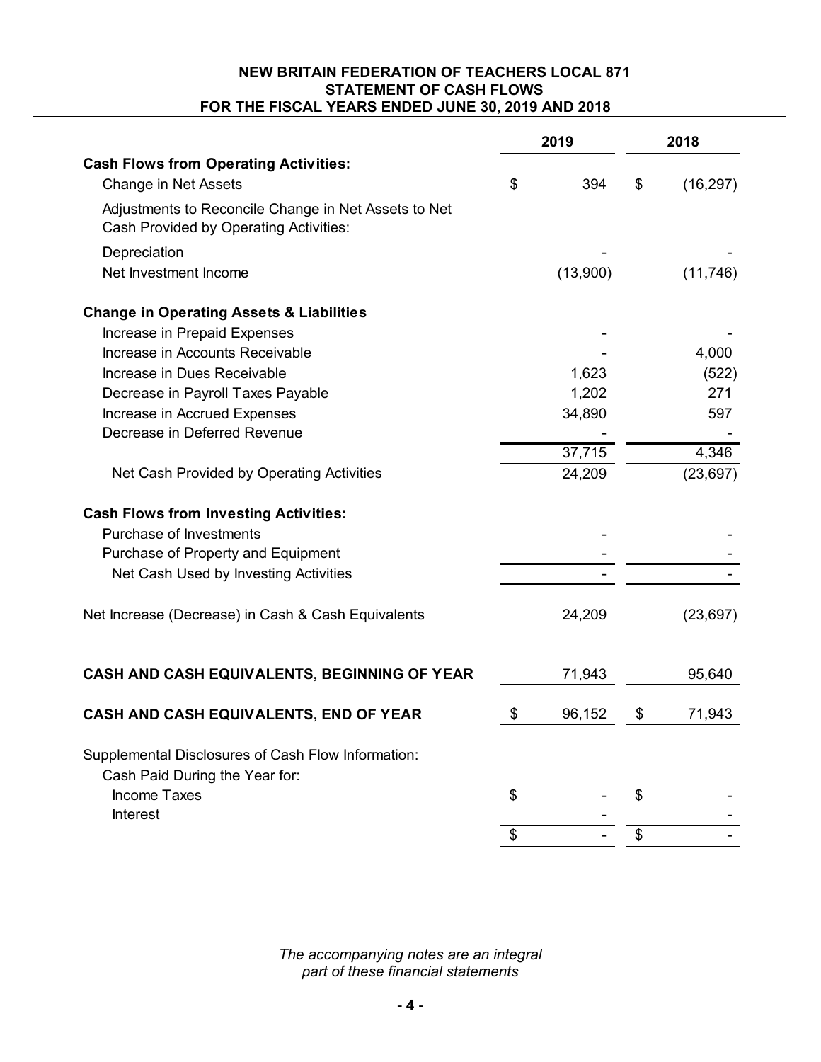# NEW BRITAIN FEDERATION OF TEACHERS LOCAL 871
## STATEMENT OF CASH FLOWS
## FOR THE FISCAL YEARS ENDED JUNE 30, 2019 AND 2018

| | 2019 | 2018 |
|---|---|---|
| **Cash Flows from Operating Activities:** | | |
| Change in Net Assets | $ 394 | $ (16,297) |
| Adjustments to Reconcile Change in Net Assets to Net Cash Provided by Operating Activities: | | |
| Depreciation | - | - |
| Net Investment Income | (13,900) | (11,746) |
| **Change in Operating Assets & Liabilities** | | |
| Increase in Prepaid Expenses | - | - |
| Increase in Accounts Receivable | - | 4,000 |
| Increase in Dues Receivable | 1,623 | (522) |
| Decrease in Payroll Taxes Payable | 1,202 | 271 |
| Increase in Accrued Expenses | 34,890 | 597 |
| Decrease in Deferred Revenue | - | - |
| | 37,715 | 4,346 |
| Net Cash Provided by Operating Activities | 24,209 | (23,697) |
| **Cash Flows from Investing Activities:** | | |
| Purchase of Investments | - | - |
| Purchase of Property and Equipment | - | - |
| Net Cash Used by Investing Activities | - | - |
| Net Increase (Decrease) in Cash & Cash Equivalents | 24,209 | (23,697) |
| **CASH AND CASH EQUIVALENTS, BEGINNING OF YEAR** | 71,943 | 95,640 |
| **CASH AND CASH EQUIVALENTS, END OF YEAR** | $ 96,152 | $ 71,943 |
| Supplemental Disclosures of Cash Flow Information: | | |
| Cash Paid During the Year for: | | |
| Income Taxes | $ - | $ - |
| Interest | - | - |
| | $ - | $ - |

*The accompanying notes are an integral part of these financial statements*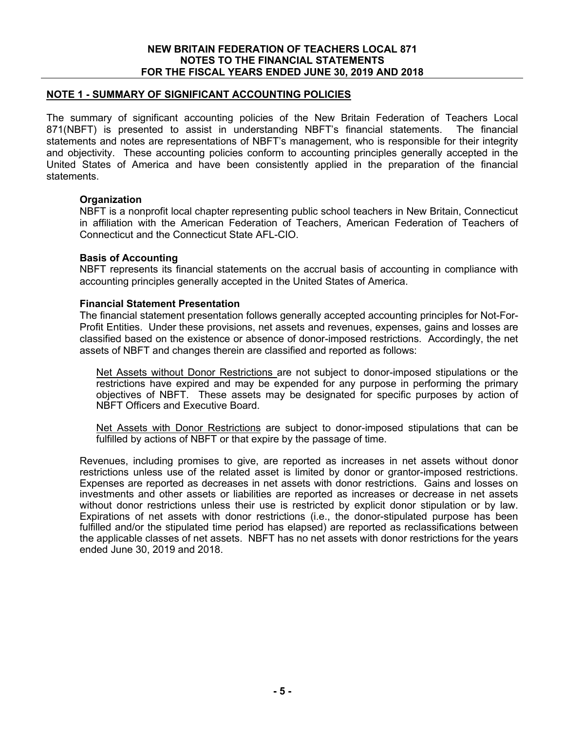## NOTE 1 - SUMMARY OF SIGNIFICANT ACCOUNTING POLICIES

The summary of significant accounting policies of the New Britain Federation of Teachers Local 871(NBFT) is presented to assist in understanding NBFT's financial statements. The financial statements and notes are representations of NBFT's management, who is responsible for their integrity and objectivity. These accounting policies conform to accounting principles generally accepted in the United States of America and have been consistently applied in the preparation of the financial statements.

### Organization

NBFT is a nonprofit local chapter representing public school teachers in New Britain, Connecticut in affiliation with the American Federation of Teachers, American Federation of Teachers of Connecticut and the Connecticut State AFL-CIO.

### Basis of Accounting

NBFT represents its financial statements on the accrual basis of accounting in compliance with accounting principles generally accepted in the United States of America.

### Financial Statement Presentation

The financial statement presentation follows generally accepted accounting principles for Not-For-Profit Entities. Under these provisions, net assets and revenues, expenses, gains and losses are classified based on the existence or absence of donor-imposed restrictions. Accordingly, the net assets of NBFT and changes therein are classified and reported as follows:

Net Assets without Donor Restrictions are not subject to donor-imposed stipulations or the restrictions have expired and may be expended for any purpose in performing the primary objectives of NBFT. These assets may be designated for specific purposes by action of NBFT Officers and Executive Board.

Net Assets with Donor Restrictions are subject to donor-imposed stipulations that can be fulfilled by actions of NBFT or that expire by the passage of time.

Revenues, including promises to give, are reported as increases in net assets without donor restrictions unless use of the related asset is limited by donor or grantor-imposed restrictions. Expenses are reported as decreases in net assets with donor restrictions. Gains and losses on investments and other assets or liabilities are reported as increases or decrease in net assets without donor restrictions unless their use is restricted by explicit donor stipulation or by law. Expirations of net assets with donor restrictions (i.e., the donor-stipulated purpose has been fulfilled and/or the stipulated time period has elapsed) are reported as reclassifications between the applicable classes of net assets. NBFT has no net assets with donor restrictions for the years ended June 30, 2019 and 2018.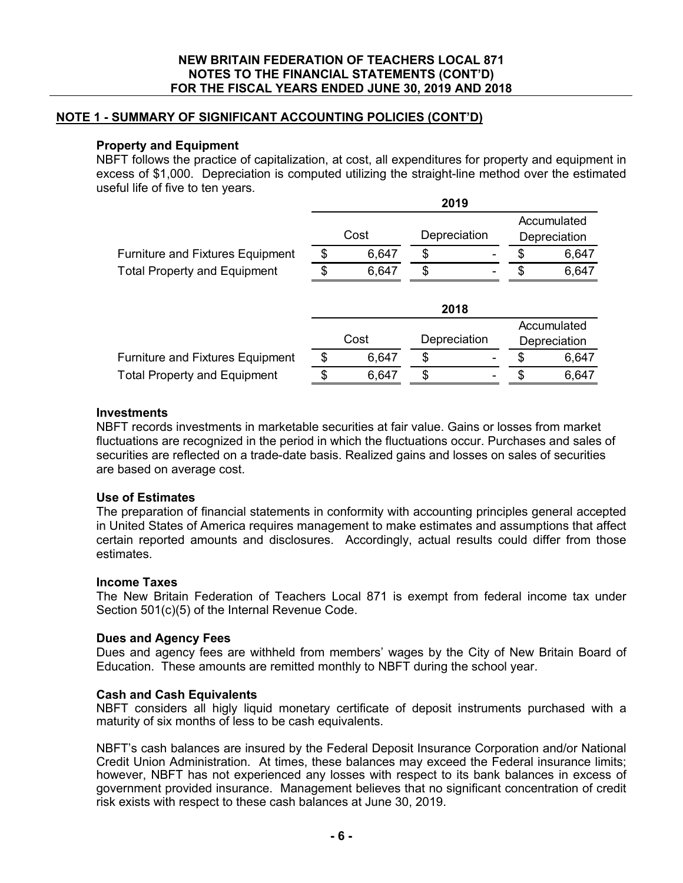## NOTE 1 - SUMMARY OF SIGNIFICANT ACCOUNTING POLICIES (CONT'D)

### Property and Equipment

NBFT follows the practice of capitalization, at cost, all expenditures for property and equipment in excess of \$1,000. Depreciation is computed utilizing the straight-line method over the estimated useful life of five to ten years.

| | 2019 | | |
|---|---|---|---|
| | Cost | Depreciation | Accumulated Depreciation |
| Furniture and Fixtures Equipment | \$ 6,647 | \$ - | \$ 6,647 |
| Total Property and Equipment | \$ 6,647 | \$ - | \$ 6,647 |

| | 2018 | | |
|---|---|---|---|
| | Cost | Depreciation | Accumulated Depreciation |
| Furniture and Fixtures Equipment | \$ 6,647 | \$ - | \$ 6,647 |
| Total Property and Equipment | \$ 6,647 | \$ - | \$ 6,647 |

### Investments

NBFT records investments in marketable securities at fair value. Gains or losses from market fluctuations are recognized in the period in which the fluctuations occur. Purchases and sales of securities are reflected on a trade-date basis. Realized gains and losses on sales of securities are based on average cost.

### Use of Estimates

The preparation of financial statements in conformity with accounting principles general accepted in United States of America requires management to make estimates and assumptions that affect certain reported amounts and disclosures. Accordingly, actual results could differ from those estimates.

### Income Taxes

The New Britain Federation of Teachers Local 871 is exempt from federal income tax under Section 501(c)(5) of the Internal Revenue Code.

### Dues and Agency Fees

Dues and agency fees are withheld from members' wages by the City of New Britain Board of Education. These amounts are remitted monthly to NBFT during the school year.

### Cash and Cash Equivalents

NBFT considers all higly liquid monetary certificate of deposit instruments purchased with a maturity of six months of less to be cash equivalents.

NBFT's cash balances are insured by the Federal Deposit Insurance Corporation and/or National Credit Union Administration. At times, these balances may exceed the Federal insurance limits; however, NBFT has not experienced any losses with respect to its bank balances in excess of government provided insurance. Management believes that no significant concentration of credit risk exists with respect to these cash balances at June 30, 2019.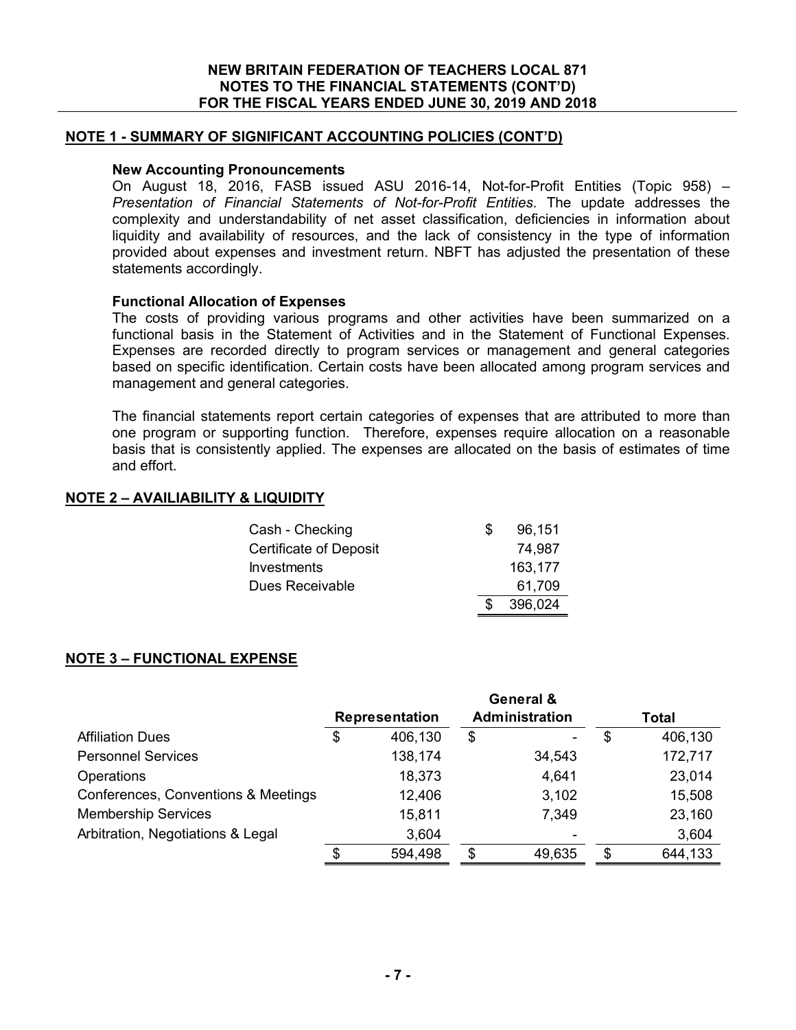## NOTE 1 - SUMMARY OF SIGNIFICANT ACCOUNTING POLICIES (CONT'D)

### New Accounting Pronouncements

On August 18, 2016, FASB issued ASU 2016-14, Not-for-Profit Entities (Topic 958) – *Presentation of Financial Statements of Not-for-Profit Entities*. The update addresses the complexity and understandability of net asset classification, deficiencies in information about liquidity and availability of resources, and the lack of consistency in the type of information provided about expenses and investment return. NBFT has adjusted the presentation of these statements accordingly.

### Functional Allocation of Expenses

The costs of providing various programs and other activities have been summarized on a functional basis in the Statement of Activities and in the Statement of Functional Expenses. Expenses are recorded directly to program services or management and general categories based on specific identification. Certain costs have been allocated among program services and management and general categories.

The financial statements report certain categories of expenses that are attributed to more than one program or supporting function. Therefore, expenses require allocation on a reasonable basis that is consistently applied. The expenses are allocated on the basis of estimates of time and effort.

## NOTE 2 – AVAILIABILITY & LIQUIDITY

| | |
|---|---|
| Cash - Checking | $ 96,151 |
| Certificate of Deposit | 74,987 |
| Investments | 163,177 |
| Dues Receivable | 61,709 |
| | $ 396,024 |

## NOTE 3 – FUNCTIONAL EXPENSE

| | Representation | General & Administration | Total |
|---|---|---|---|
| Affiliation Dues | $ 406,130 | $ - | $ 406,130 |
| Personnel Services | 138,174 | 34,543 | 172,717 |
| Operations | 18,373 | 4,641 | 23,014 |
| Conferences, Conventions & Meetings | 12,406 | 3,102 | 15,508 |
| Membership Services | 15,811 | 7,349 | 23,160 |
| Arbitration, Negotiations & Legal | 3,604 | - | 3,604 |
| | $ 594,498 | $ 49,635 | $ 644,133 |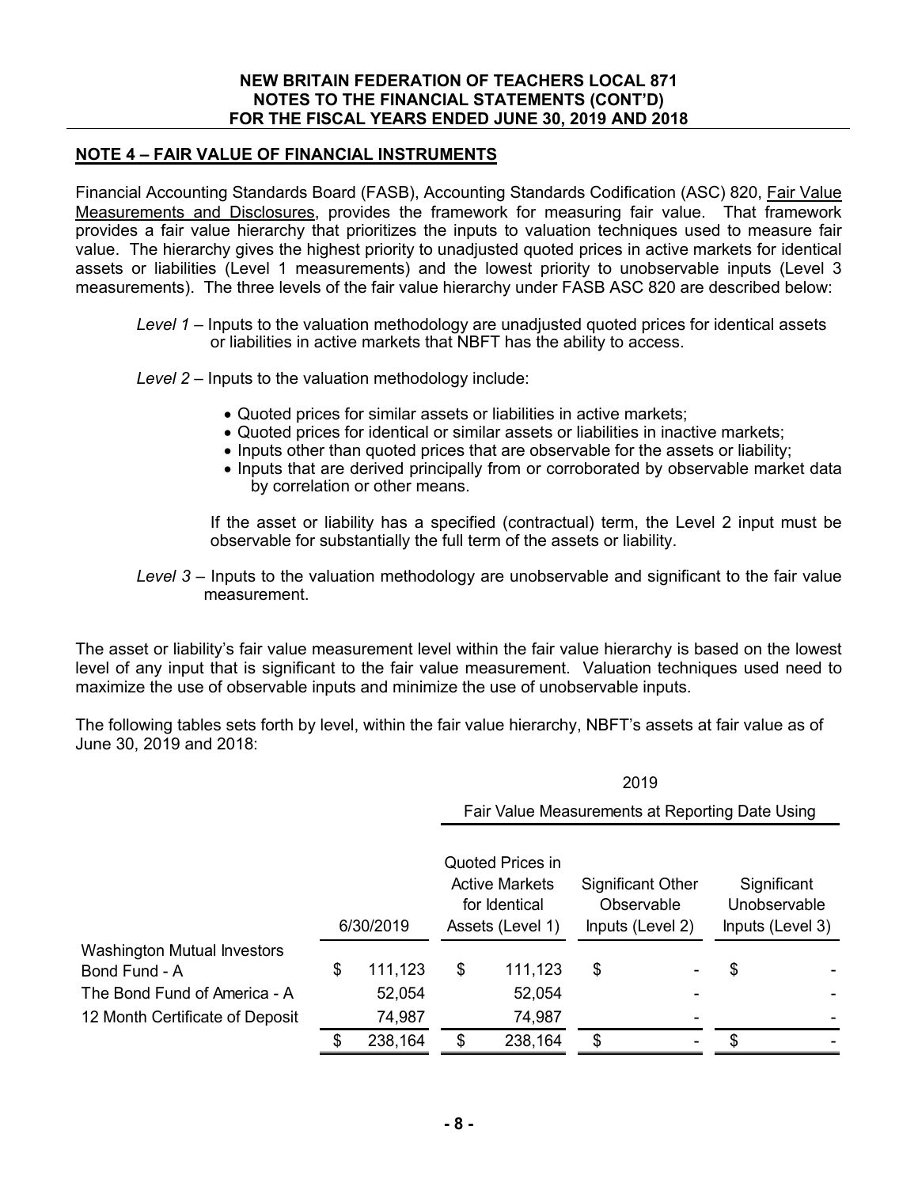## NOTE 4 – FAIR VALUE OF FINANCIAL INSTRUMENTS

Financial Accounting Standards Board (FASB), Accounting Standards Codification (ASC) 820, Fair Value Measurements and Disclosures, provides the framework for measuring fair value. That framework provides a fair value hierarchy that prioritizes the inputs to valuation techniques used to measure fair value. The hierarchy gives the highest priority to unadjusted quoted prices in active markets for identical assets or liabilities (Level 1 measurements) and the lowest priority to unobservable inputs (Level 3 measurements). The three levels of the fair value hierarchy under FASB ASC 820 are described below:

*Level 1* – Inputs to the valuation methodology are unadjusted quoted prices for identical assets or liabilities in active markets that NBFT has the ability to access.

*Level 2* – Inputs to the valuation methodology include:

- Quoted prices for similar assets or liabilities in active markets;
- Quoted prices for identical or similar assets or liabilities in inactive markets;
- Inputs other than quoted prices that are observable for the assets or liability;
- Inputs that are derived principally from or corroborated by observable market data by correlation or other means.

If the asset or liability has a specified (contractual) term, the Level 2 input must be observable for substantially the full term of the assets or liability.

*Level 3* – Inputs to the valuation methodology are unobservable and significant to the fair value measurement.

The asset or liability's fair value measurement level within the fair value hierarchy is based on the lowest level of any input that is significant to the fair value measurement. Valuation techniques used need to maximize the use of observable inputs and minimize the use of unobservable inputs.

The following tables sets forth by level, within the fair value hierarchy, NBFT's assets at fair value as of June 30, 2019 and 2018:

| | | 2019 | | |
|---|---|---|---|---|
| | | Fair Value Measurements at Reporting Date Using | | |
| | 6/30/2019 | Quoted Prices in Active Markets for Identical Assets (Level 1) | Significant Other Observable Inputs (Level 2) | Significant Unobservable Inputs (Level 3) |
| Washington Mutual Investors Bond Fund - A | $ 111,123 | $ 111,123 | $ - | $ - |
| The Bond Fund of America - A | 52,054 | 52,054 | - | - |
| 12 Month Certificate of Deposit | 74,987 | 74,987 | - | - |
| | $ 238,164 | $ 238,164 | $ - | $ - |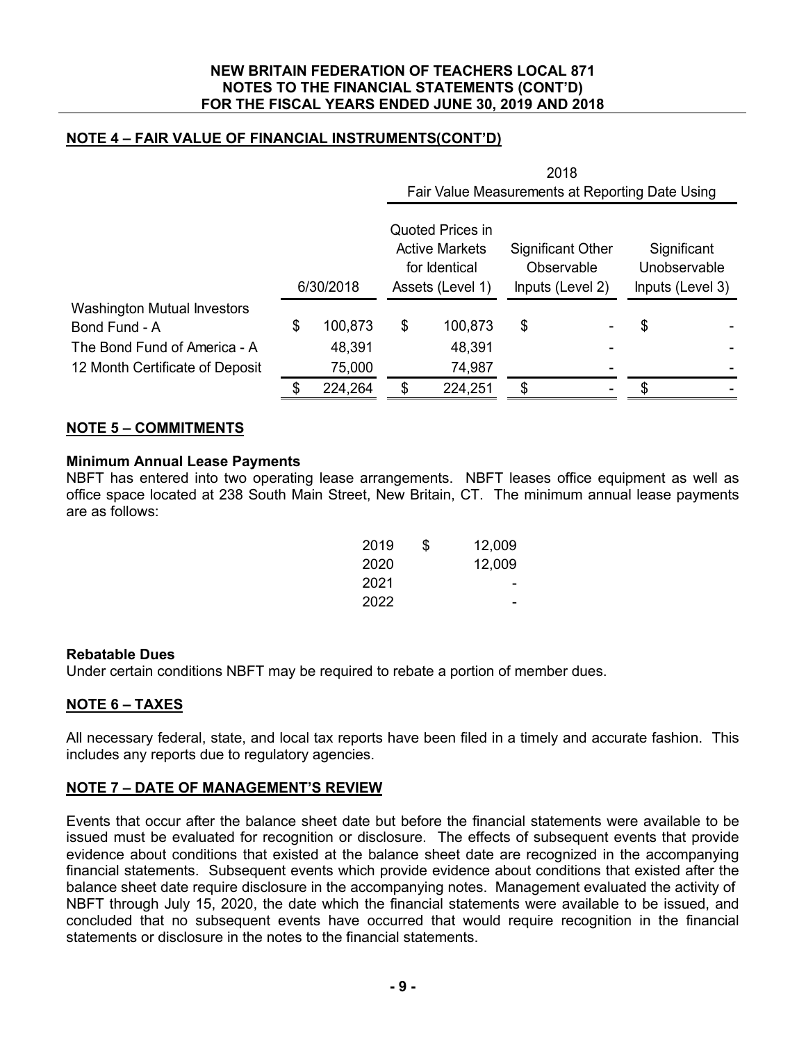## NOTE 4 – FAIR VALUE OF FINANCIAL INSTRUMENTS(CONT'D)

| | | 2018 Fair Value Measurements at Reporting Date Using | | |
|---|---|---|---|---|
| | 6/30/2018 | Quoted Prices in Active Markets for Identical Assets (Level 1) | Significant Other Observable Inputs (Level 2) | Significant Unobservable Inputs (Level 3) |
| Washington Mutual Investors Bond Fund - A | $ 100,873 | $ 100,873 | $ - | $ - |
| The Bond Fund of America - A | 48,391 | 48,391 | - | - |
| 12 Month Certificate of Deposit | 75,000 | 74,987 | - | - |
| | $ 224,264 | $ 224,251 | $ - | $ - |

## NOTE 5 – COMMITMENTS

**Minimum Annual Lease Payments**

NBFT has entered into two operating lease arrangements. NBFT leases office equipment as well as office space located at 238 South Main Street, New Britain, CT. The minimum annual lease payments are as follows:

| | |
|---|---|
| 2019 | $ 12,009 |
| 2020 | 12,009 |
| 2021 | - |
| 2022 | - |

**Rebatable Dues**

Under certain conditions NBFT may be required to rebate a portion of member dues.

## NOTE 6 – TAXES

All necessary federal, state, and local tax reports have been filed in a timely and accurate fashion. This includes any reports due to regulatory agencies.

## NOTE 7 – DATE OF MANAGEMENT'S REVIEW

Events that occur after the balance sheet date but before the financial statements were available to be issued must be evaluated for recognition or disclosure. The effects of subsequent events that provide evidence about conditions that existed at the balance sheet date are recognized in the accompanying financial statements. Subsequent events which provide evidence about conditions that existed after the balance sheet date require disclosure in the accompanying notes. Management evaluated the activity of NBFT through July 15, 2020, the date which the financial statements were available to be issued, and concluded that no subsequent events have occurred that would require recognition in the financial statements or disclosure in the notes to the financial statements.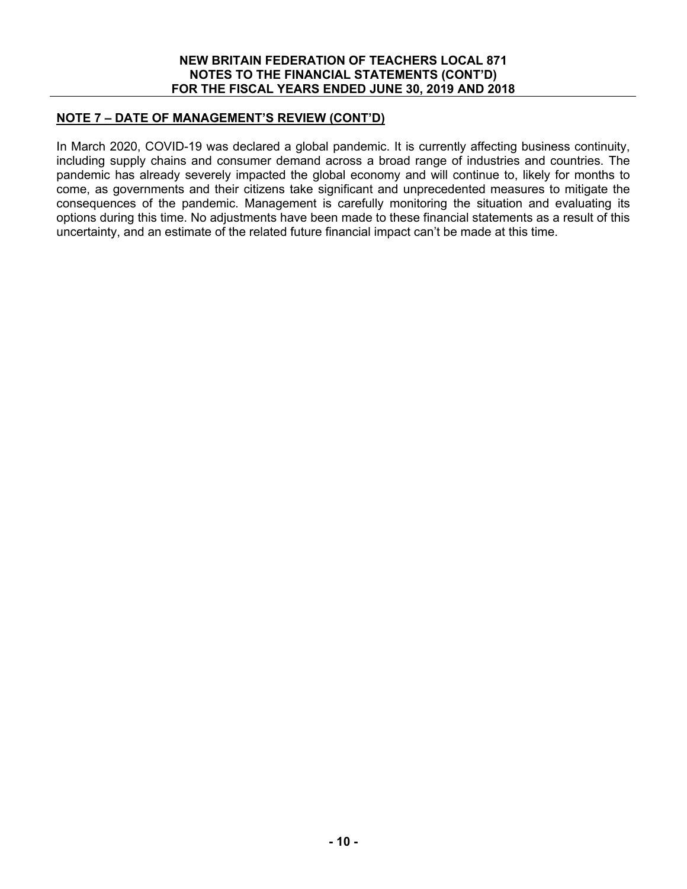## NOTE 7 – DATE OF MANAGEMENT'S REVIEW (CONT'D)

In March 2020, COVID-19 was declared a global pandemic. It is currently affecting business continuity, including supply chains and consumer demand across a broad range of industries and countries. The pandemic has already severely impacted the global economy and will continue to, likely for months to come, as governments and their citizens take significant and unprecedented measures to mitigate the consequences of the pandemic. Management is carefully monitoring the situation and evaluating its options during this time. No adjustments have been made to these financial statements as a result of this uncertainty, and an estimate of the related future financial impact can't be made at this time.